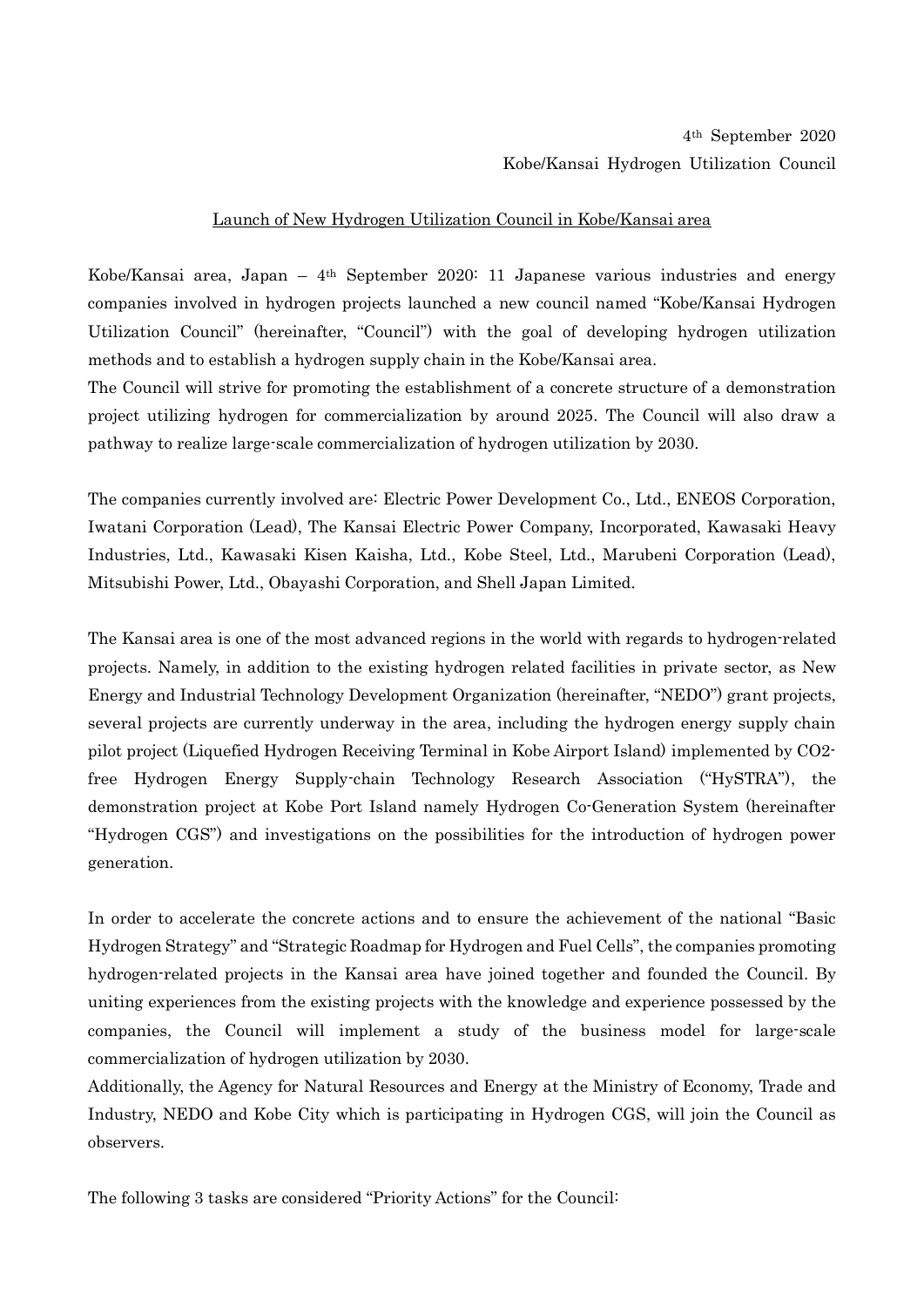4th September 2020
Kobe/Kansai Hydrogen Utilization Council

## Launch of New Hydrogen Utilization Council in Kobe/Kansai area

Kobe/Kansai area, Japan – 4th September 2020: 11 Japanese various industries and energy companies involved in hydrogen projects launched a new council named "Kobe/Kansai Hydrogen Utilization Council" (hereinafter, "Council") with the goal of developing hydrogen utilization methods and to establish a hydrogen supply chain in the Kobe/Kansai area.
The Council will strive for promoting the establishment of a concrete structure of a demonstration project utilizing hydrogen for commercialization by around 2025. The Council will also draw a pathway to realize large-scale commercialization of hydrogen utilization by 2030.

The companies currently involved are: Electric Power Development Co., Ltd., ENEOS Corporation, Iwatani Corporation (Lead), The Kansai Electric Power Company, Incorporated, Kawasaki Heavy Industries, Ltd., Kawasaki Kisen Kaisha, Ltd., Kobe Steel, Ltd., Marubeni Corporation (Lead), Mitsubishi Power, Ltd., Obayashi Corporation, and Shell Japan Limited.

The Kansai area is one of the most advanced regions in the world with regards to hydrogen-related projects. Namely, in addition to the existing hydrogen related facilities in private sector, as New Energy and Industrial Technology Development Organization (hereinafter, "NEDO") grant projects, several projects are currently underway in the area, including the hydrogen energy supply chain pilot project (Liquefied Hydrogen Receiving Terminal in Kobe Airport Island) implemented by CO2-free Hydrogen Energy Supply-chain Technology Research Association ("HySTRA"), the demonstration project at Kobe Port Island namely Hydrogen Co-Generation System (hereinafter "Hydrogen CGS") and investigations on the possibilities for the introduction of hydrogen power generation.

In order to accelerate the concrete actions and to ensure the achievement of the national "Basic Hydrogen Strategy" and "Strategic Roadmap for Hydrogen and Fuel Cells", the companies promoting hydrogen-related projects in the Kansai area have joined together and founded the Council. By uniting experiences from the existing projects with the knowledge and experience possessed by the companies, the Council will implement a study of the business model for large-scale commercialization of hydrogen utilization by 2030.
Additionally, the Agency for Natural Resources and Energy at the Ministry of Economy, Trade and Industry, NEDO and Kobe City which is participating in Hydrogen CGS, will join the Council as observers.

The following 3 tasks are considered "Priority Actions" for the Council: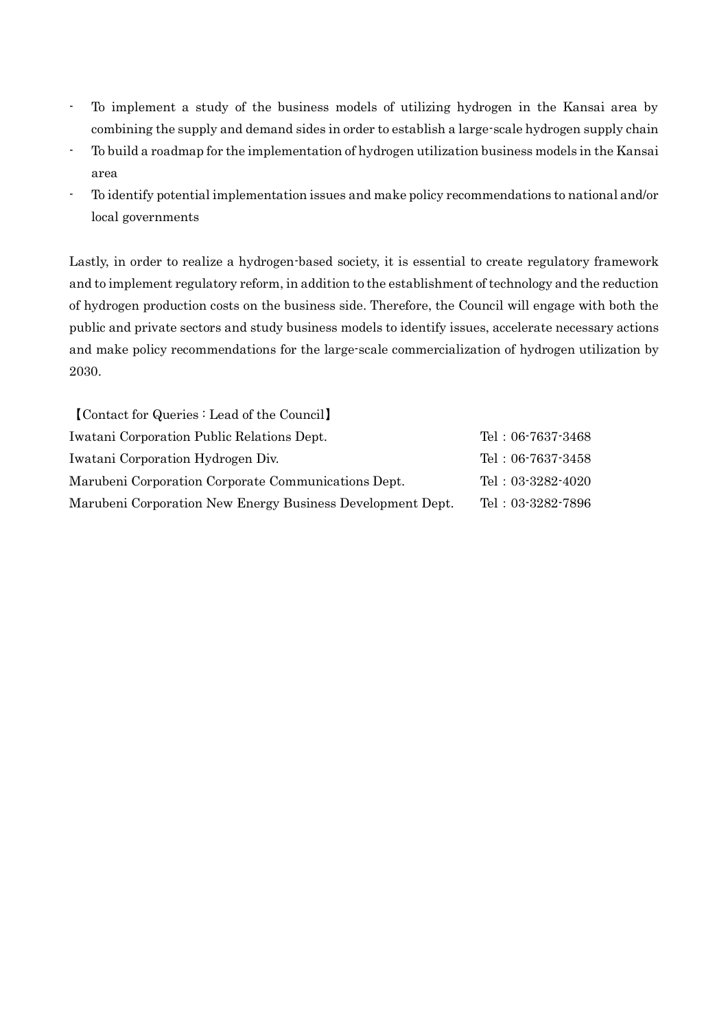- To implement a study of the business models of utilizing hydrogen in the Kansai area by combining the supply and demand sides in order to establish a large-scale hydrogen supply chain
- To build a roadmap for the implementation of hydrogen utilization business models in the Kansai area
- To identify potential implementation issues and make policy recommendations to national and/or local governments

Lastly, in order to realize a hydrogen-based society, it is essential to create regulatory framework and to implement regulatory reform, in addition to the establishment of technology and the reduction of hydrogen production costs on the business side. Therefore, the Council will engage with both the public and private sectors and study business models to identify issues, accelerate necessary actions and make policy recommendations for the large-scale commercialization of hydrogen utilization by 2030.

【Contact for Queries : Lead of the Council】

| | |
|---|---|
| Iwatani Corporation Public Relations Dept. | Tel : 06-7637-3468 |
| Iwatani Corporation Hydrogen Div. | Tel : 06-7637-3458 |
| Marubeni Corporation Corporate Communications Dept. | Tel : 03-3282-4020 |
| Marubeni Corporation New Energy Business Development Dept. | Tel : 03-3282-7896 |